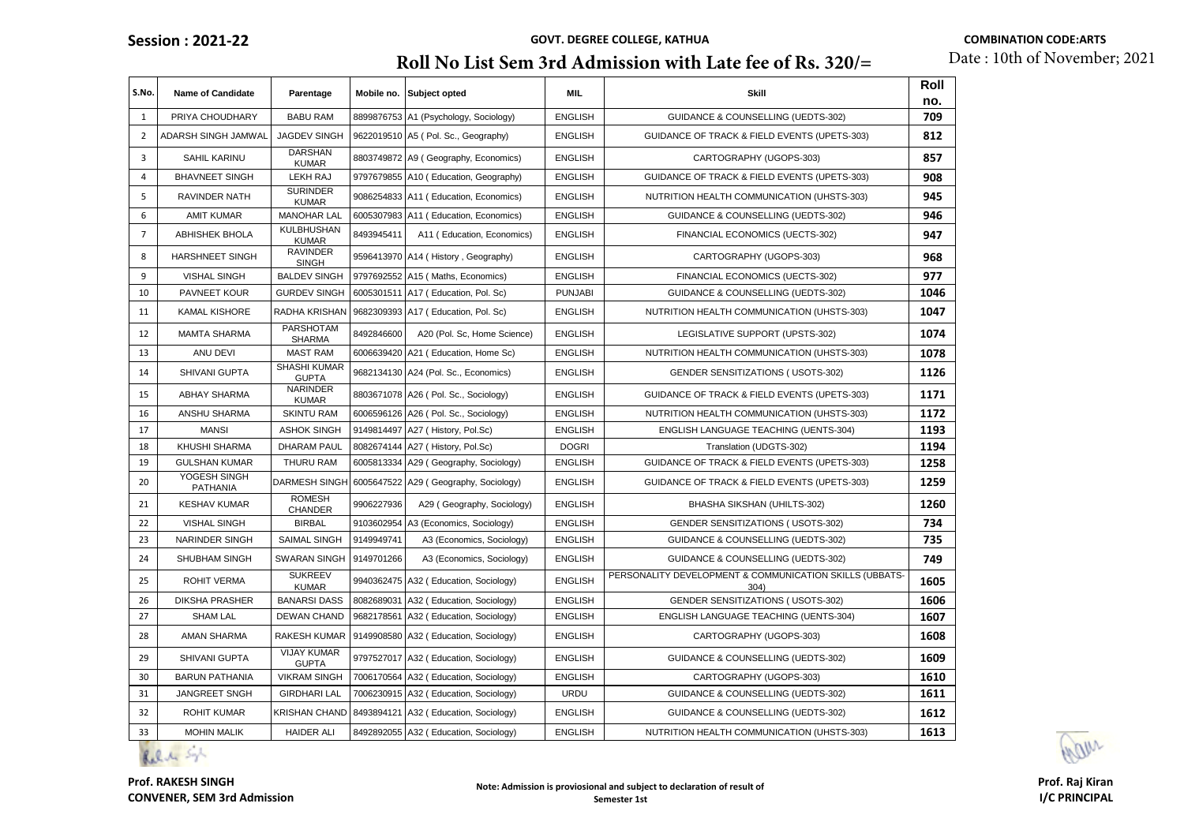**Session : 2021-22**

**GOVT. DEGREE COLLEGE, KATHUA**

**COMBINATION CODE:ARTS**

# Roll No List Sem 3rd Admission with Late fee of Rs. 320/=

Date : 10th of November; 2021

| S.No. | Name of Candidate | Parentage | Mobile no. | Subject opted | MIL | Skill | Roll no. |
|---|---|---|---|---|---|---|---|
| 1 | PRIYA CHOUDHARY | BABU RAM | 8899876753 | A1 (Psychology, Sociology) | ENGLISH | GUIDANCE & COUNSELLING (UEDTS-302) | 709 |
| 2 | ADARSH SINGH JAMWAL | JAGDEV SINGH | 9622019510 | A5 ( Pol. Sc., Geography) | ENGLISH | GUIDANCE OF TRACK & FIELD EVENTS (UPETS-303) | 812 |
| 3 | SAHIL KARINU | DARSHAN KUMAR | 8803749872 | A9 ( Geography, Economics) | ENGLISH | CARTOGRAPHY (UGOPS-303) | 857 |
| 4 | BHAVNEET SINGH | LEKH RAJ | 9797679855 | A10 ( Education, Geography) | ENGLISH | GUIDANCE OF TRACK & FIELD EVENTS (UPETS-303) | 908 |
| 5 | RAVINDER NATH | SURINDER KUMAR | 9086254833 | A11 ( Education, Economics) | ENGLISH | NUTRITION HEALTH COMMUNICATION (UHSTS-303) | 945 |
| 6 | AMIT KUMAR | MANOHAR LAL | 6005307983 | A11 ( Education, Economics) | ENGLISH | GUIDANCE & COUNSELLING (UEDTS-302) | 946 |
| 7 | ABHISHEK BHOLA | KULBHUSHAN KUMAR | 8493945411 | A11 ( Education, Economics) | ENGLISH | FINANCIAL ECONOMICS (UECTS-302) | 947 |
| 8 | HARSHNEET SINGH | RAVINDER SINGH | 9596413970 | A14 ( History , Geography) | ENGLISH | CARTOGRAPHY (UGOPS-303) | 968 |
| 9 | VISHAL SINGH | BALDEV SINGH | 9797692552 | A15 ( Maths, Economics) | ENGLISH | FINANCIAL ECONOMICS (UECTS-302) | 977 |
| 10 | PAVNEET KOUR | GURDEV SINGH | 6005301511 | A17 ( Education, Pol. Sc) | PUNJABI | GUIDANCE & COUNSELLING (UEDTS-302) | 1046 |
| 11 | KAMAL KISHORE | RADHA KRISHAN | 9682309393 | A17 ( Education, Pol. Sc) | ENGLISH | NUTRITION HEALTH COMMUNICATION (UHSTS-303) | 1047 |
| 12 | MAMTA SHARMA | PARSHOTAM SHARMA | 8492846600 | A20 (Pol. Sc, Home Science) | ENGLISH | LEGISLATIVE SUPPORT (UPSTS-302) | 1074 |
| 13 | ANU DEVI | MAST RAM | 6006639420 | A21 ( Education, Home Sc) | ENGLISH | NUTRITION HEALTH COMMUNICATION (UHSTS-303) | 1078 |
| 14 | SHIVANI GUPTA | SHASHI KUMAR GUPTA | 9682134130 | A24 (Pol. Sc., Economics) | ENGLISH | GENDER SENSITIZATIONS ( USOTS-302) | 1126 |
| 15 | ABHAY SHARMA | NARINDER KUMAR | 8803671078 | A26 ( Pol. Sc., Sociology) | ENGLISH | GUIDANCE OF TRACK & FIELD EVENTS (UPETS-303) | 1171 |
| 16 | ANSHU SHARMA | SKINTU RAM | 6006596126 | A26 ( Pol. Sc., Sociology) | ENGLISH | NUTRITION HEALTH COMMUNICATION (UHSTS-303) | 1172 |
| 17 | MANSI | ASHOK SINGH | 9149814497 | A27 ( History, Pol.Sc) | ENGLISH | ENGLISH LANGUAGE TEACHING (UENTS-304) | 1193 |
| 18 | KHUSHI SHARMA | DHARAM PAUL | 8082674144 | A27 ( History, Pol.Sc) | DOGRI | Translation (UDGTS-302) | 1194 |
| 19 | GULSHAN KUMAR | THURU RAM | 6005813334 | A29 ( Geography, Sociology) | ENGLISH | GUIDANCE OF TRACK & FIELD EVENTS (UPETS-303) | 1258 |
| 20 | YOGESH SINGH PATHANIA | DARMESH SINGH | 6005647522 | A29 ( Geography, Sociology) | ENGLISH | GUIDANCE OF TRACK & FIELD EVENTS (UPETS-303) | 1259 |
| 21 | KESHAV KUMAR | ROMESH CHANDER | 9906227936 | A29 ( Geography, Sociology) | ENGLISH | BHASHA SIKSHAN (UHILTS-302) | 1260 |
| 22 | VISHAL SINGH | BIRBAL | 9103602954 | A3 (Economics, Sociology) | ENGLISH | GENDER SENSITIZATIONS ( USOTS-302) | 734 |
| 23 | NARINDER SINGH | SAIMAL SINGH | 9149949741 | A3 (Economics, Sociology) | ENGLISH | GUIDANCE & COUNSELLING (UEDTS-302) | 735 |
| 24 | SHUBHAM SINGH | SWARAN SINGH | 9149701266 | A3 (Economics, Sociology) | ENGLISH | GUIDANCE & COUNSELLING (UEDTS-302) | 749 |
| 25 | ROHIT VERMA | SUKREEV KUMAR | 9940362475 | A32 ( Education, Sociology) | ENGLISH | PERSONALITY DEVELOPMENT & COMMUNICATION SKILLS (UBBATS-304) | 1605 |
| 26 | DIKSHA PRASHER | BANARSI DASS | 8082689031 | A32 ( Education, Sociology) | ENGLISH | GENDER SENSITIZATIONS ( USOTS-302) | 1606 |
| 27 | SHAM LAL | DEWAN CHAND | 9682178561 | A32 ( Education, Sociology) | ENGLISH | ENGLISH LANGUAGE TEACHING (UENTS-304) | 1607 |
| 28 | AMAN SHARMA | RAKESH KUMAR | 9149908580 | A32 ( Education, Sociology) | ENGLISH | CARTOGRAPHY (UGOPS-303) | 1608 |
| 29 | SHIVANI GUPTA | VIJAY KUMAR GUPTA | 9797527017 | A32 ( Education, Sociology) | ENGLISH | GUIDANCE & COUNSELLING (UEDTS-302) | 1609 |
| 30 | BARUN PATHANIA | VIKRAM SINGH | 7006170564 | A32 ( Education, Sociology) | ENGLISH | CARTOGRAPHY (UGOPS-303) | 1610 |
| 31 | JANGREET SNGH | GIRDHARI LAL | 7006230915 | A32 ( Education, Sociology) | URDU | GUIDANCE & COUNSELLING (UEDTS-302) | 1611 |
| 32 | ROHIT KUMAR | KRISHAN CHAND | 8493894121 | A32 ( Education, Sociology) | ENGLISH | GUIDANCE & COUNSELLING (UEDTS-302) | 1612 |
| 33 | MOHIN MALIK | HAIDER ALI | 8492892055 | A32 ( Education, Sociology) | ENGLISH | NUTRITION HEALTH COMMUNICATION (UHSTS-303) | 1613 |

**Prof. RAKESH SINGH**
**CONVENER, SEM 3rd Admission**

**Note: Admission is proviosional and subject to declaration of result of Semester 1st**

**Prof. Raj Kiran**
**I/C PRINCIPAL**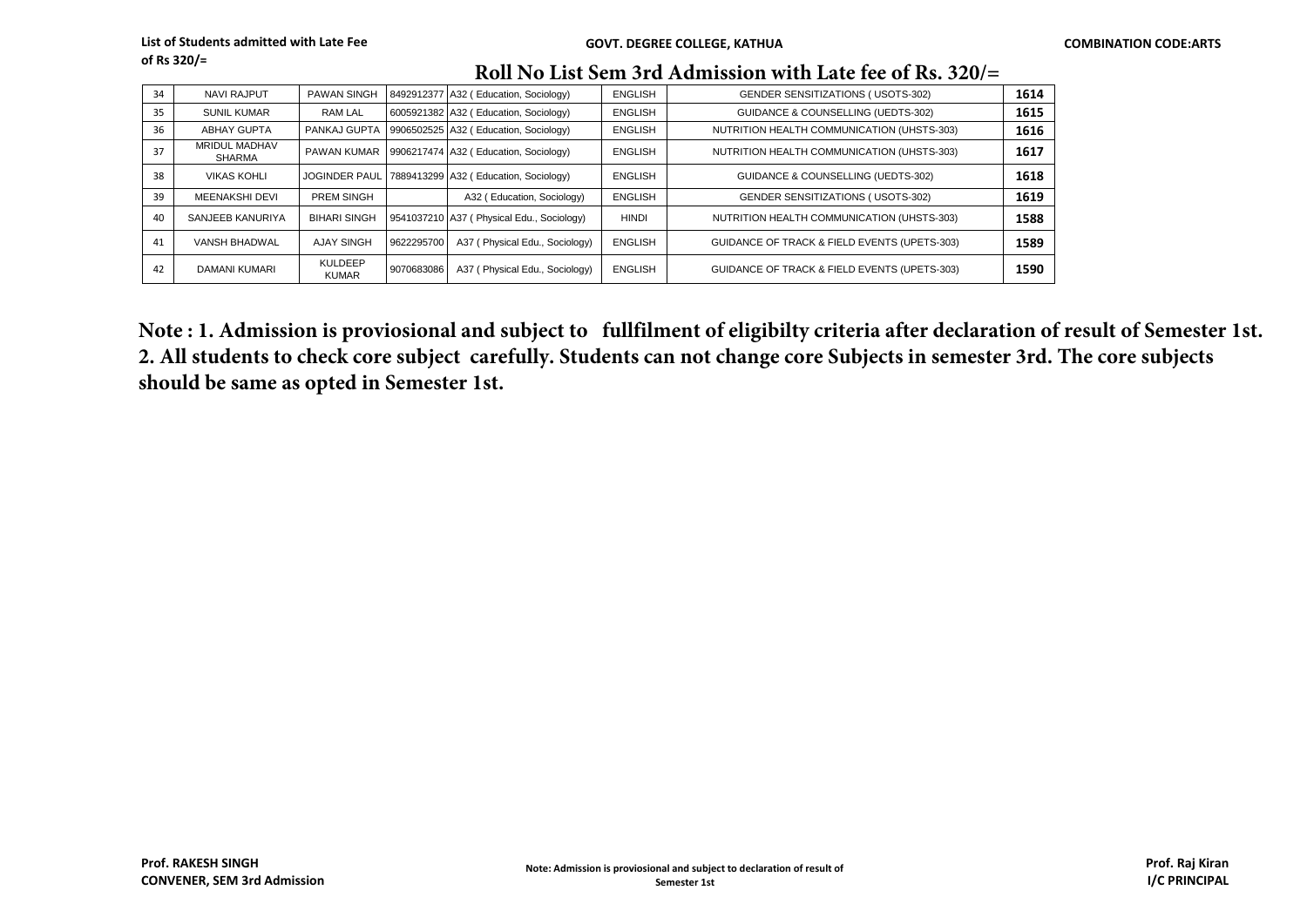List of Students admitted with Late Fee of Rs 320/=

GOVT. DEGREE COLLEGE, KATHUA

COMBINATION CODE:ARTS

## Roll No List Sem 3rd Admission with Late fee of Rs. 320/=

| | | | | | | | |
|---|---|---|---|---|---|---|---|
| 34 | NAVI RAJPUT | PAWAN SINGH | 8492912377 | A32 ( Education, Sociology) | ENGLISH | GENDER SENSITIZATIONS ( USOTS-302) | **1614** |
| 35 | SUNIL KUMAR | RAM LAL | 6005921382 | A32 ( Education, Sociology) | ENGLISH | GUIDANCE & COUNSELLING (UEDTS-302) | **1615** |
| 36 | ABHAY GUPTA | PANKAJ GUPTA | 9906502525 | A32 ( Education, Sociology) | ENGLISH | NUTRITION HEALTH COMMUNICATION (UHSTS-303) | **1616** |
| 37 | MRIDUL MADHAV SHARMA | PAWAN KUMAR | 9906217474 | A32 ( Education, Sociology) | ENGLISH | NUTRITION HEALTH COMMUNICATION (UHSTS-303) | **1617** |
| 38 | VIKAS KOHLI | JOGINDER PAUL | 7889413299 | A32 ( Education, Sociology) | ENGLISH | GUIDANCE & COUNSELLING (UEDTS-302) | **1618** |
| 39 | MEENAKSHI DEVI | PREM SINGH | | A32 ( Education, Sociology) | ENGLISH | GENDER SENSITIZATIONS ( USOTS-302) | **1619** |
| 40 | SANJEEB KANURIYA | BIHARI SINGH | 9541037210 | A37 ( Physical Edu., Sociology) | HINDI | NUTRITION HEALTH COMMUNICATION (UHSTS-303) | **1588** |
| 41 | VANSH BHADWAL | AJAY SINGH | 9622295700 | A37 ( Physical Edu., Sociology) | ENGLISH | GUIDANCE OF TRACK & FIELD EVENTS (UPETS-303) | **1589** |
| 42 | DAMANI KUMARI | KULDEEP KUMAR | 9070683086 | A37 ( Physical Edu., Sociology) | ENGLISH | GUIDANCE OF TRACK & FIELD EVENTS (UPETS-303) | **1590** |

**Note : 1. Admission is proviosional and subject to fullfilment of eligibilty criteria after declaration of result of Semester 1st. 2. All students to check core subject carefully. Students can not change core Subjects in semester 3rd. The core subjects should be same as opted in Semester 1st.**

**Prof. RAKESH SINGH**
**CONVENER, SEM 3rd Admission**

**Note: Admission is proviosional and subject to declaration of result of Semester 1st**

**Prof. Raj Kiran**
**I/C PRINCIPAL**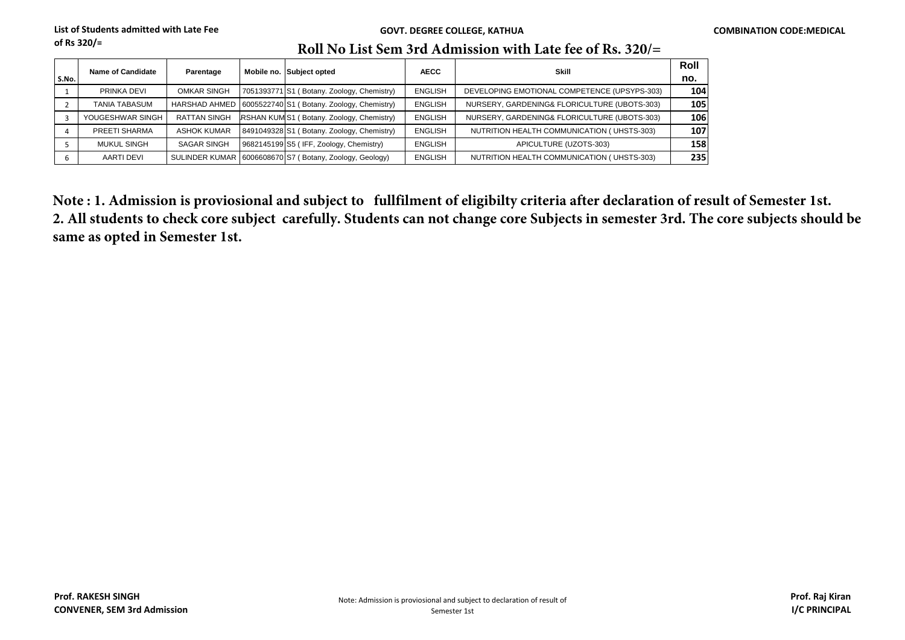List of Students admitted with Late Fee of Rs 320/=

**GOVT. DEGREE COLLEGE, KATHUA**

**COMBINATION CODE:MEDICAL**

## Roll No List Sem 3rd Admission with Late fee of Rs. 320/=

| S.No. | Name of Candidate | Parentage | Mobile no. | Subject opted | AECC | Skill | Roll no. |
|---|---|---|---|---|---|---|---|
| 1 | PRINKA DEVI | OMKAR SINGH | 7051393771 | S1 ( Botany. Zoology, Chemistry) | ENGLISH | DEVELOPING EMOTIONAL COMPETENCE (UPSYPS-303) | 104 |
| 2 | TANIA TABASUM | HARSHAD AHMED | 6005522740 | S1 ( Botany. Zoology, Chemistry) | ENGLISH | NURSERY, GARDENING& FLORICULTURE (UBOTS-303) | 105 |
| 3 | YOUGESHWAR SINGH | RATTAN SINGH | RSHAN KUM | S1 ( Botany. Zoology, Chemistry) | ENGLISH | NURSERY, GARDENING& FLORICULTURE (UBOTS-303) | 106 |
| 4 | PREETI SHARMA | ASHOK KUMAR | 8491049328 | S1 ( Botany. Zoology, Chemistry) | ENGLISH | NUTRITION HEALTH COMMUNICATION ( UHSTS-303) | 107 |
| 5 | MUKUL SINGH | SAGAR SINGH | 9682145199 | S5 ( IFF, Zoology, Chemistry) | ENGLISH | APICULTURE (UZOTS-303) | 158 |
| 6 | AARTI DEVI | SULINDER KUMAR | 6006608670 | S7 ( Botany, Zoology, Geology) | ENGLISH | NUTRITION HEALTH COMMUNICATION ( UHSTS-303) | 235 |

**Note : 1. Admission is proviosional and subject to fullfilment of eligibilty criteria after declaration of result of Semester 1st.**
**2. All students to check core subject carefully. Students can not change core Subjects in semester 3rd. The core subjects should be same as opted in Semester 1st.**

**Prof. RAKESH SINGH**
**CONVENER, SEM 3rd Admission**

Note: Admission is proviosional and subject to declaration of result of Semester 1st

**Prof. Raj Kiran**
**I/C PRINCIPAL**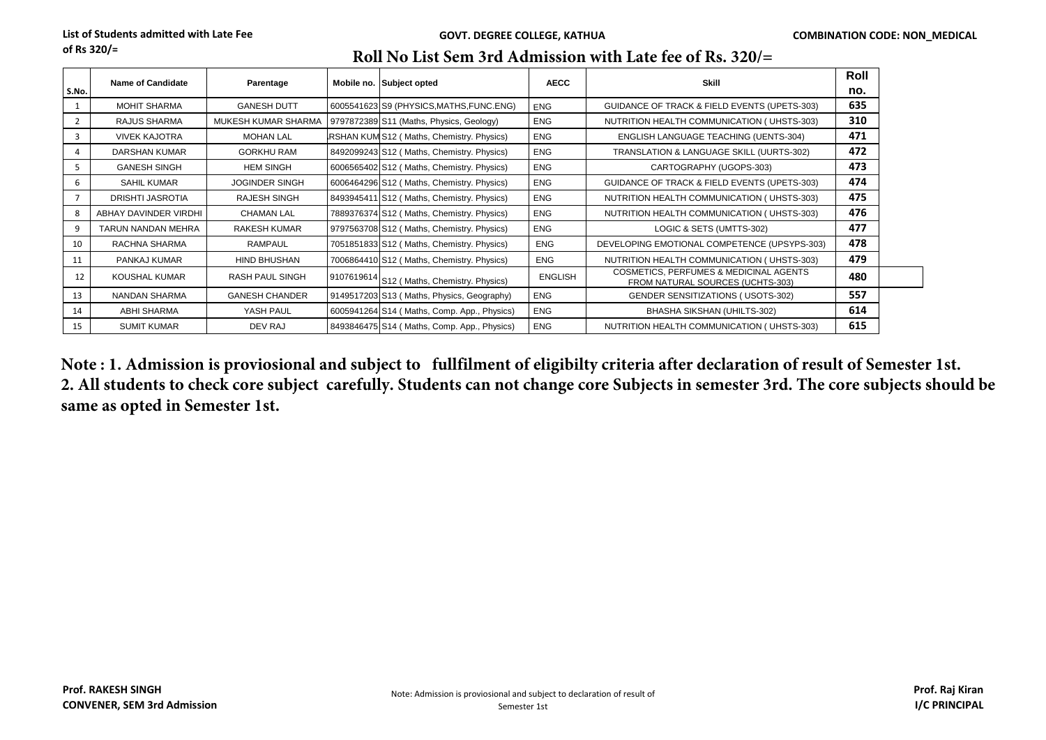List of Students admitted with Late Fee of Rs 320/=

GOVT. DEGREE COLLEGE, KATHUA

COMBINATION CODE: NON_MEDICAL

## Roll No List Sem 3rd Admission with Late fee of Rs. 320/=

| S.No. | Name of Candidate | Parentage | Mobile no. | Subject opted | AECC | Skill | Roll no. |
|---|---|---|---|---|---|---|---|
| 1 | MOHIT SHARMA | GANESH DUTT | 6005541623 | S9 (PHYSICS,MATHS,FUNC.ENG) | ENG | GUIDANCE OF TRACK & FIELD EVENTS (UPETS-303) | 635 |
| 2 | RAJUS SHARMA | MUKESH KUMAR SHARMA | 9797872389 | S11 (Maths, Physics, Geology) | ENG | NUTRITION HEALTH COMMUNICATION ( UHSTS-303) | 310 |
| 3 | VIVEK KAJOTRA | MOHAN LAL | RSHAN KUM | S12 ( Maths, Chemistry. Physics) | ENG | ENGLISH LANGUAGE TEACHING (UENTS-304) | 471 |
| 4 | DARSHAN KUMAR | GORKHU RAM | 8492099243 | S12 ( Maths, Chemistry. Physics) | ENG | TRANSLATION & LANGUAGE SKILL (UURTS-302) | 472 |
| 5 | GANESH SINGH | HEM SINGH | 6006565402 | S12 ( Maths, Chemistry. Physics) | ENG | CARTOGRAPHY (UGOPS-303) | 473 |
| 6 | SAHIL KUMAR | JOGINDER SINGH | 6006464296 | S12 ( Maths, Chemistry. Physics) | ENG | GUIDANCE OF TRACK & FIELD EVENTS (UPETS-303) | 474 |
| 7 | DRISHTI JASROTIA | RAJESH SINGH | 8493945411 | S12 ( Maths, Chemistry. Physics) | ENG | NUTRITION HEALTH COMMUNICATION ( UHSTS-303) | 475 |
| 8 | ABHAY DAVINDER VIRDHI | CHAMAN LAL | 7889376374 | S12 ( Maths, Chemistry. Physics) | ENG | NUTRITION HEALTH COMMUNICATION ( UHSTS-303) | 476 |
| 9 | TARUN NANDAN MEHRA | RAKESH KUMAR | 9797563708 | S12 ( Maths, Chemistry. Physics) | ENG | LOGIC & SETS (UMTTS-302) | 477 |
| 10 | RACHNA SHARMA | RAMPAUL | 7051851833 | S12 ( Maths, Chemistry. Physics) | ENG | DEVELOPING EMOTIONAL COMPETENCE (UPSYPS-303) | 478 |
| 11 | PANKAJ KUMAR | HIND BHUSHAN | 7006864410 | S12 ( Maths, Chemistry. Physics) | ENG | NUTRITION HEALTH COMMUNICATION ( UHSTS-303) | 479 |
| 12 | KOUSHAL KUMAR | RASH PAUL SINGH | 9107619614 | S12 ( Maths, Chemistry. Physics) | ENGLISH | COSMETICS, PERFUMES & MEDICINAL AGENTS FROM NATURAL SOURCES (UCHTS-303) | 480 |
| 13 | NANDAN SHARMA | GANESH CHANDER | 9149517203 | S13 ( Maths, Physics, Geography) | ENG | GENDER SENSITIZATIONS ( USOTS-302) | 557 |
| 14 | ABHI SHARMA | YASH PAUL | 6005941264 | S14 ( Maths, Comp. App., Physics) | ENG | BHASHA SIKSHAN (UHILTS-302) | 614 |
| 15 | SUMIT KUMAR | DEV RAJ | 8493846475 | S14 ( Maths, Comp. App., Physics) | ENG | NUTRITION HEALTH COMMUNICATION ( UHSTS-303) | 615 |

**Note : 1. Admission is proviosional and subject to fullfilment of eligibilty criteria after declaration of result of Semester 1st.**
**2. All students to check core subject carefully. Students can not change core Subjects in semester 3rd. The core subjects should be same as opted in Semester 1st.**

**Prof. RAKESH SINGH**
**CONVENER, SEM 3rd Admission**

Note: Admission is proviosional and subject to declaration of result of Semester 1st

**Prof. Raj Kiran**
**I/C PRINCIPAL**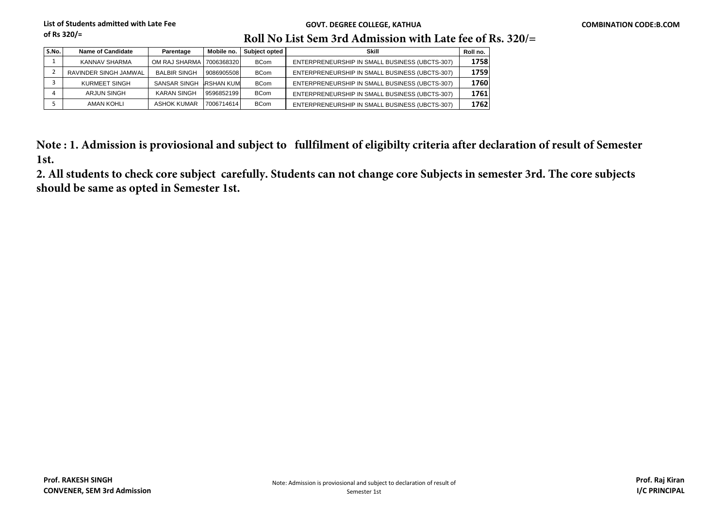**List of Students admitted with Late Fee of Rs 320/=**

**GOVT. DEGREE COLLEGE, KATHUA**

**COMBINATION CODE:B.COM**

# Roll No List Sem 3rd Admission with Late fee of Rs. 320/=

| S.No. | Name of Candidate | Parentage | Mobile no. | Subject opted | Skill | Roll no. |
|---|---|---|---|---|---|---|
| 1 | KANNAV SHARMA | OM RAJ SHARMA | 7006368320 | BCom | ENTERPRENEURSHIP IN SMALL BUSINESS (UBCTS-307) | 1758 |
| 2 | RAVINDER SINGH JAMWAL | BALBIR SINGH | 9086905508 | BCom | ENTERPRENEURSHIP IN SMALL BUSINESS (UBCTS-307) | 1759 |
| 3 | KURMEET SINGH | SANSAR SINGH | RSHAN KUM | BCom | ENTERPRENEURSHIP IN SMALL BUSINESS (UBCTS-307) | 1760 |
| 4 | ARJUN SINGH | KARAN SINGH | 9596852199 | BCom | ENTERPRENEURSHIP IN SMALL BUSINESS (UBCTS-307) | 1761 |
| 5 | AMAN KOHLI | ASHOK KUMAR | 7006714614 | BCom | ENTERPRENEURSHIP IN SMALL BUSINESS (UBCTS-307) | 1762 |

**Note : 1. Admission is proviosional and subject to fullfilment of eligibilty criteria after declaration of result of Semester 1st.**

**2. All students to check core subject carefully. Students can not change core Subjects in semester 3rd. The core subjects should be same as opted in Semester 1st.**

**Prof. RAKESH SINGH**
**CONVENER, SEM 3rd Admission**

Note: Admission is proviosional and subject to declaration of result of Semester 1st

**Prof. Raj Kiran**
**I/C PRINCIPAL**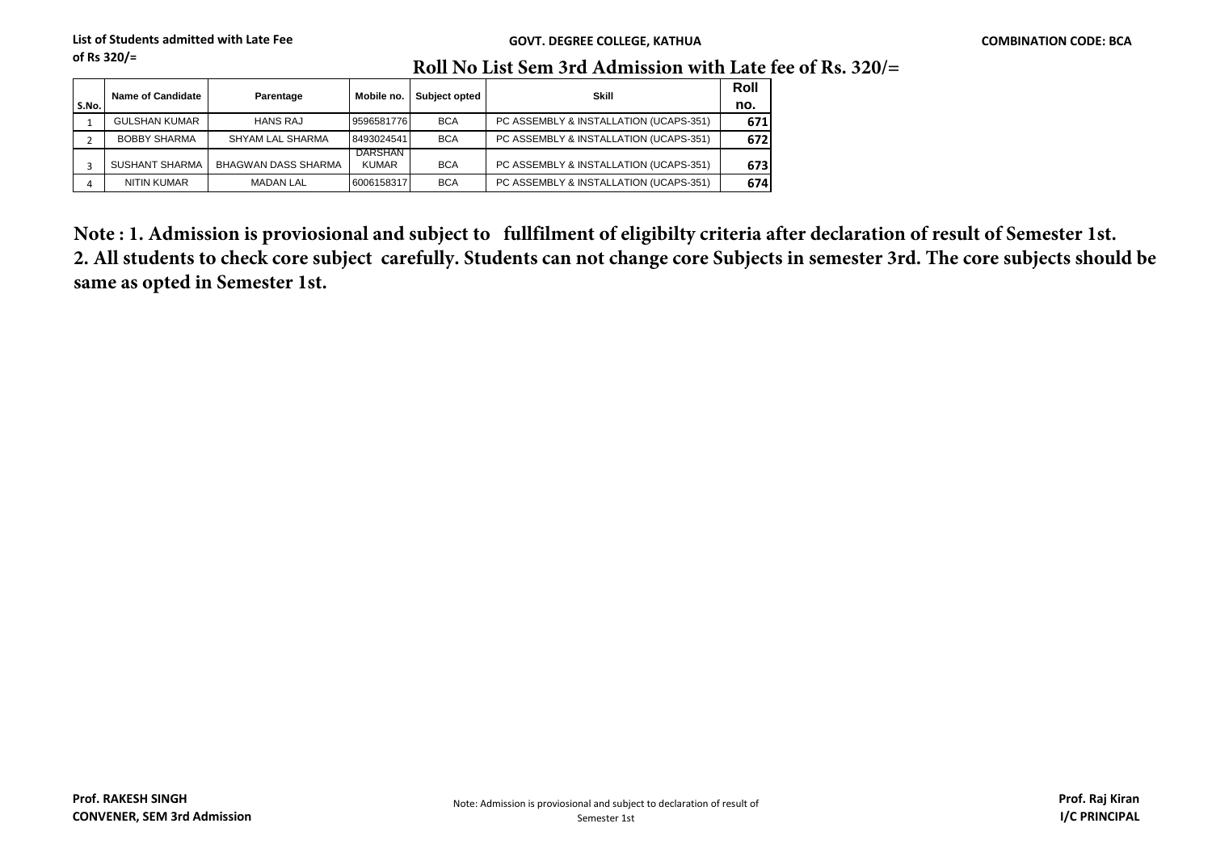List of Students admitted with Late Fee of Rs 320/=

GOVT. DEGREE COLLEGE, KATHUA

COMBINATION CODE: BCA

## Roll No List Sem 3rd Admission with Late fee of Rs. 320/=

| S.No. | Name of Candidate | Parentage | Mobile no. | Subject opted | Skill | Roll no. |
|---|---|---|---|---|---|---|
| 1 | GULSHAN KUMAR | HANS RAJ | 9596581776 | BCA | PC ASSEMBLY & INSTALLATION (UCAPS-351) | 671 |
| 2 | BOBBY SHARMA | SHYAM LAL SHARMA | 8493024541 | BCA | PC ASSEMBLY & INSTALLATION (UCAPS-351) | 672 |
| 3 | SUSHANT SHARMA | BHAGWAN DASS SHARMA | DARSHAN KUMAR | BCA | PC ASSEMBLY & INSTALLATION (UCAPS-351) | 673 |
| 4 | NITIN KUMAR | MADAN LAL | 6006158317 | BCA | PC ASSEMBLY & INSTALLATION (UCAPS-351) | 674 |

**Note : 1. Admission is proviosional and subject to fullfilment of eligibilty criteria after declaration of result of Semester 1st.**
**2. All students to check core subject carefully. Students can not change core Subjects in semester 3rd. The core subjects should be same as opted in Semester 1st.**

**Prof. RAKESH SINGH**
**CONVENER, SEM 3rd Admission**

Note: Admission is proviosional and subject to declaration of result of Semester 1st

**Prof. Raj Kiran**
**I/C PRINCIPAL**